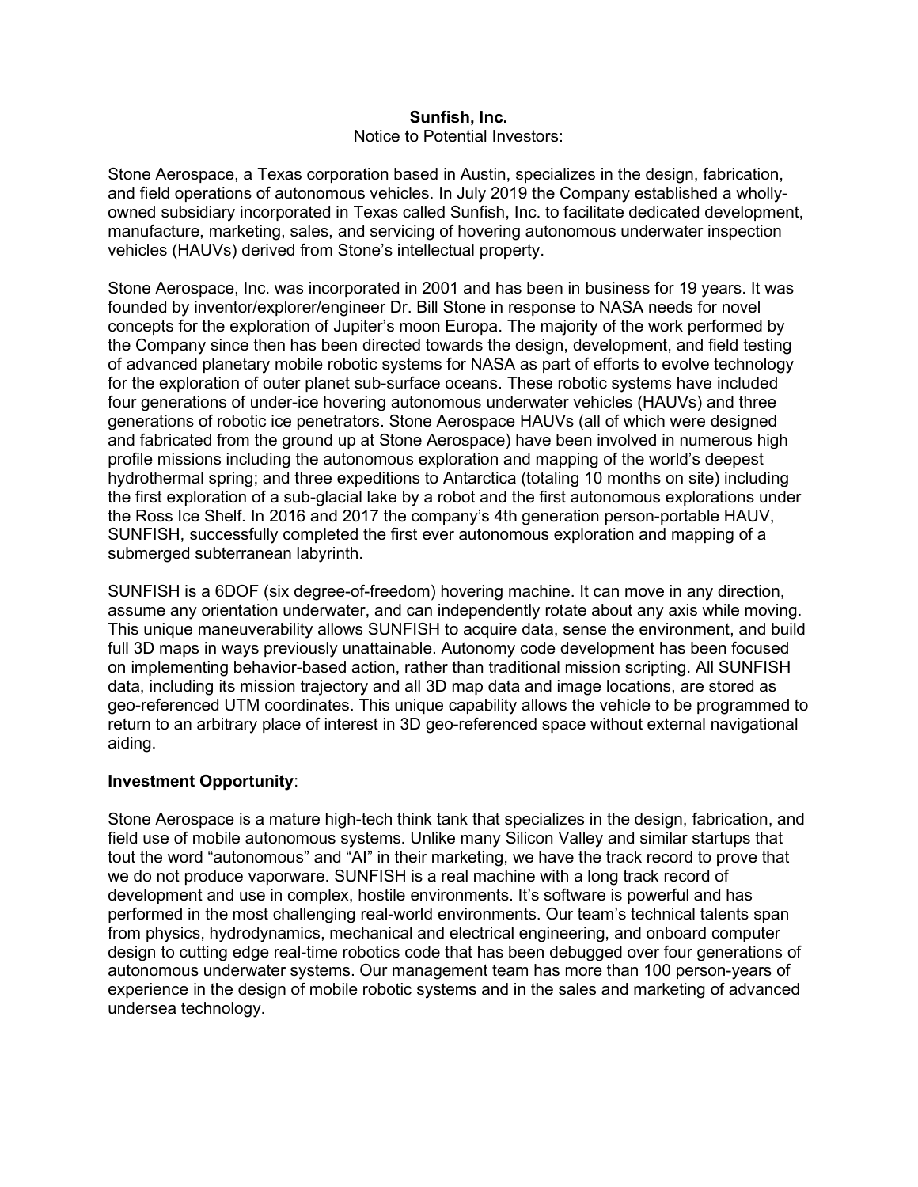**Sunfish, Inc.**

Notice to Potential Investors:

Stone Aerospace, a Texas corporation based in Austin, specializes in the design, fabrication, and field operations of autonomous vehicles. In July 2019 the Company established a wholly-owned subsidiary incorporated in Texas called Sunfish, Inc. to facilitate dedicated development, manufacture, marketing, sales, and servicing of hovering autonomous underwater inspection vehicles (HAUVs) derived from Stone's intellectual property.

Stone Aerospace, Inc. was incorporated in 2001 and has been in business for 19 years. It was founded by inventor/explorer/engineer Dr. Bill Stone in response to NASA needs for novel concepts for the exploration of Jupiter's moon Europa. The majority of the work performed by the Company since then has been directed towards the design, development, and field testing of advanced planetary mobile robotic systems for NASA as part of efforts to evolve technology for the exploration of outer planet sub-surface oceans. These robotic systems have included four generations of under-ice hovering autonomous underwater vehicles (HAUVs) and three generations of robotic ice penetrators. Stone Aerospace HAUVs (all of which were designed and fabricated from the ground up at Stone Aerospace) have been involved in numerous high profile missions including the autonomous exploration and mapping of the world's deepest hydrothermal spring; and three expeditions to Antarctica (totaling 10 months on site) including the first exploration of a sub-glacial lake by a robot and the first autonomous explorations under the Ross Ice Shelf. In 2016 and 2017 the company's 4th generation person-portable HAUV, SUNFISH, successfully completed the first ever autonomous exploration and mapping of a submerged subterranean labyrinth.

SUNFISH is a 6DOF (six degree-of-freedom) hovering machine. It can move in any direction, assume any orientation underwater, and can independently rotate about any axis while moving. This unique maneuverability allows SUNFISH to acquire data, sense the environment, and build full 3D maps in ways previously unattainable. Autonomy code development has been focused on implementing behavior-based action, rather than traditional mission scripting. All SUNFISH data, including its mission trajectory and all 3D map data and image locations, are stored as geo-referenced UTM coordinates. This unique capability allows the vehicle to be programmed to return to an arbitrary place of interest in 3D geo-referenced space without external navigational aiding.

**Investment Opportunity**:

Stone Aerospace is a mature high-tech think tank that specializes in the design, fabrication, and field use of mobile autonomous systems. Unlike many Silicon Valley and similar startups that tout the word "autonomous" and "AI" in their marketing, we have the track record to prove that we do not produce vaporware. SUNFISH is a real machine with a long track record of development and use in complex, hostile environments. It's software is powerful and has performed in the most challenging real-world environments. Our team's technical talents span from physics, hydrodynamics, mechanical and electrical engineering, and onboard computer design to cutting edge real-time robotics code that has been debugged over four generations of autonomous underwater systems. Our management team has more than 100 person-years of experience in the design of mobile robotic systems and in the sales and marketing of advanced undersea technology.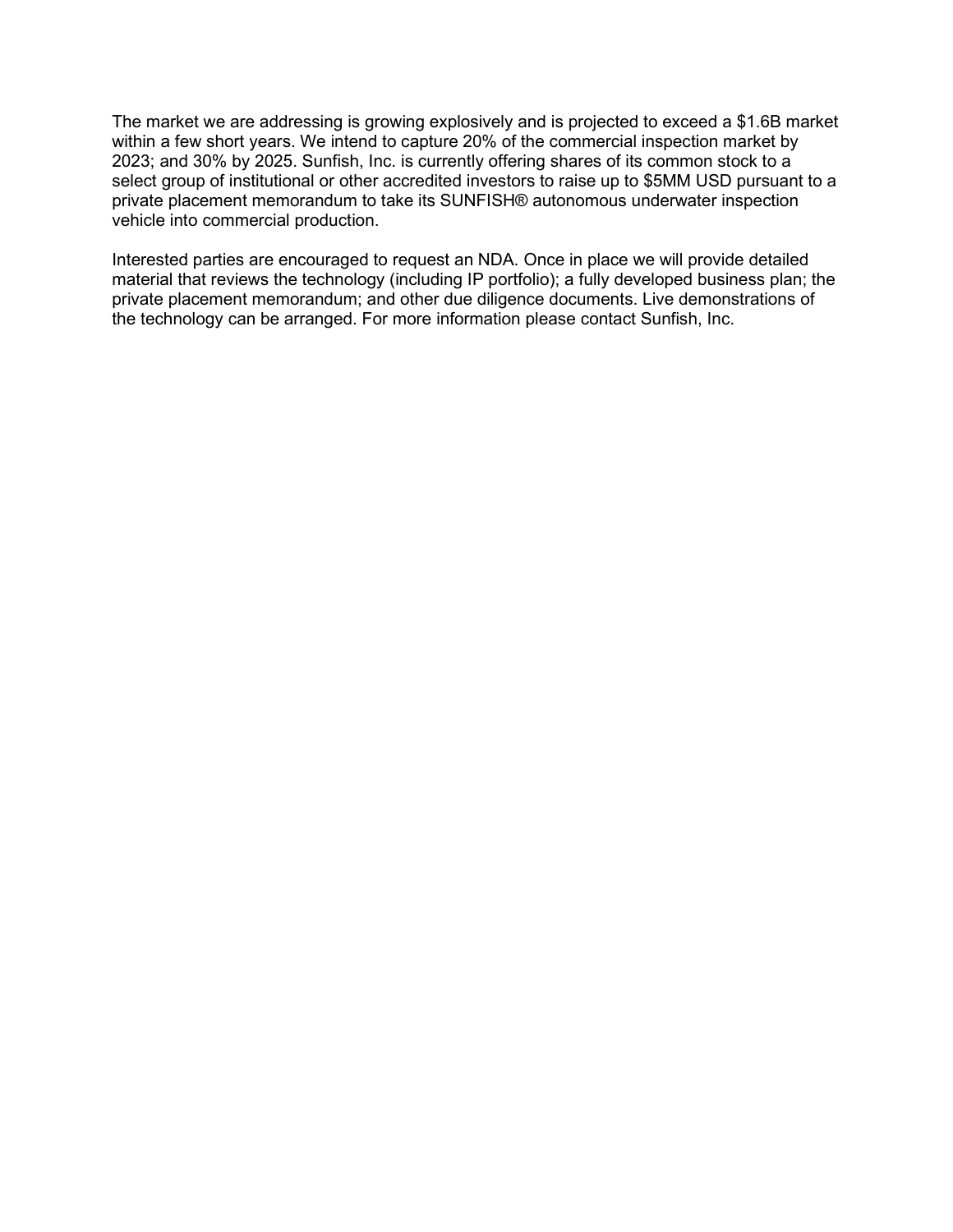The market we are addressing is growing explosively and is projected to exceed a $1.6B market within a few short years. We intend to capture 20% of the commercial inspection market by 2023; and 30% by 2025. Sunfish, Inc. is currently offering shares of its common stock to a select group of institutional or other accredited investors to raise up to $5MM USD pursuant to a private placement memorandum to take its SUNFISH® autonomous underwater inspection vehicle into commercial production.

Interested parties are encouraged to request an NDA. Once in place we will provide detailed material that reviews the technology (including IP portfolio); a fully developed business plan; the private placement memorandum; and other due diligence documents. Live demonstrations of the technology can be arranged. For more information please contact Sunfish, Inc.